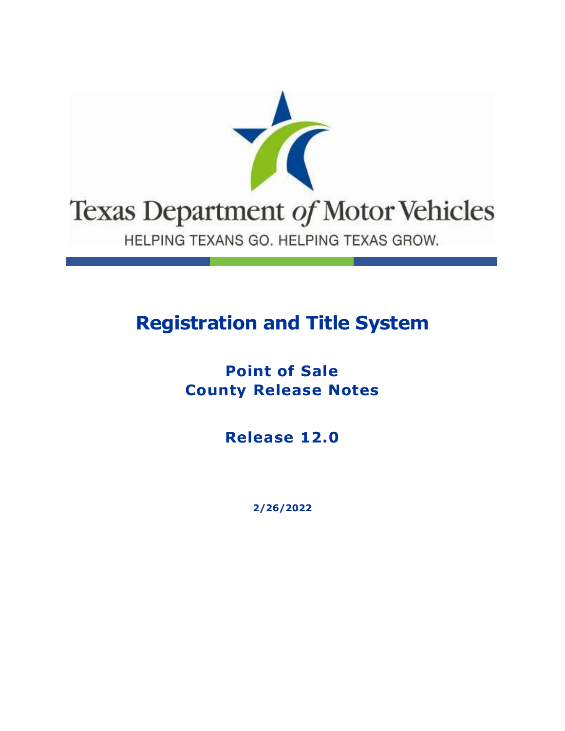Texas Department of Motor Vehicles

HELPING TEXANS GO. HELPING TEXAS GROW.

# Registration and Title System

## Point of Sale
## County Release Notes

## Release 12.0

**2/26/2022**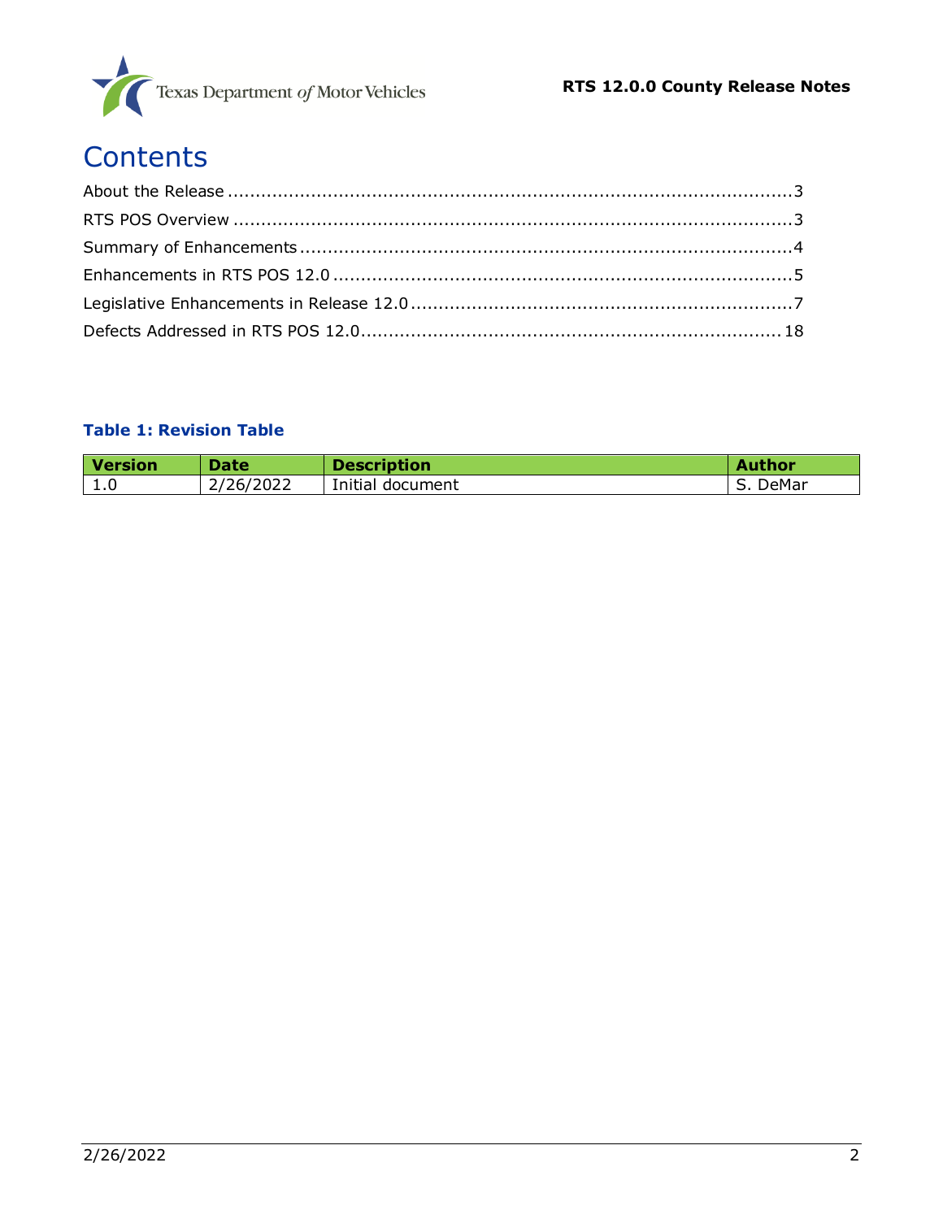# Contents

About the Release .......................................................................................................3
RTS POS Overview ......................................................................................................3
Summary of Enhancements ..........................................................................................4
Enhancements in RTS POS 12.0 ...................................................................................5
Legislative Enhancements in Release 12.0 .....................................................................7
Defects Addressed in RTS POS 12.0 ............................................................................18

**Table 1: Revision Table**

| Version | Date | Description | Author |
| --- | --- | --- | --- |
| 1.0 | 2/26/2022 | Initial document | S. DeMar |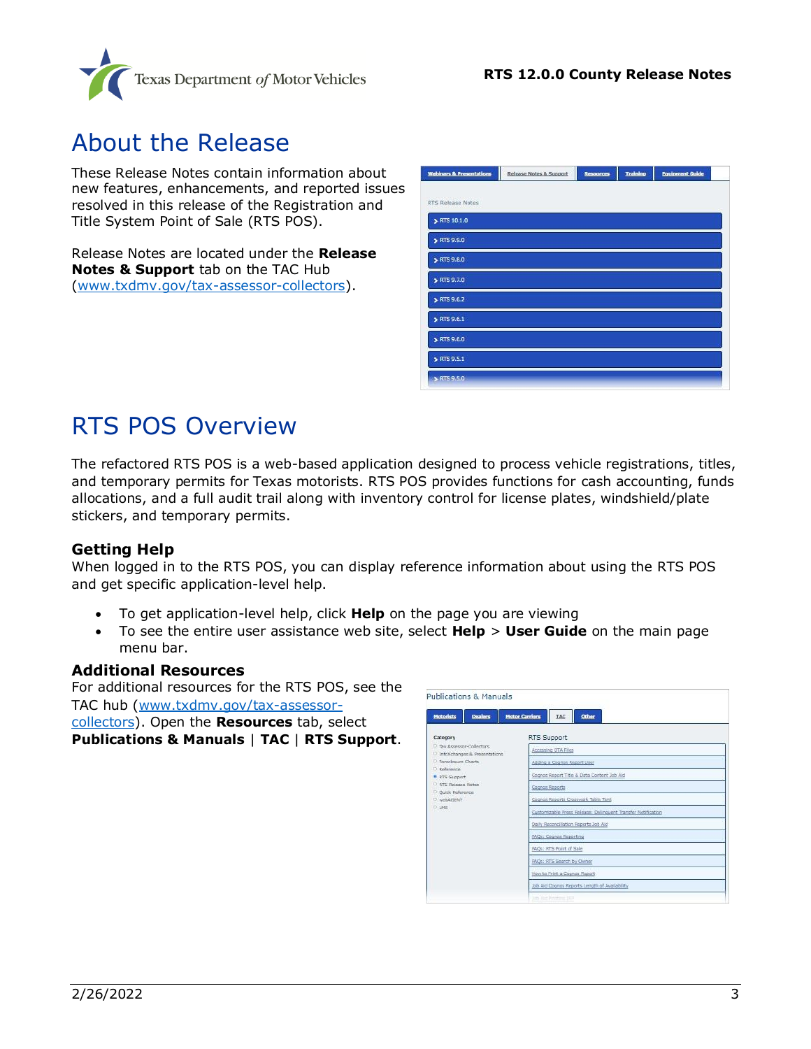# About the Release

These Release Notes contain information about new features, enhancements, and reported issues resolved in this release of the Registration and Title System Point of Sale (RTS POS).

Release Notes are located under the **Release Notes & Support** tab on the TAC Hub (www.txdmv.gov/tax-assessor-collectors).

# RTS POS Overview

The refactored RTS POS is a web-based application designed to process vehicle registrations, titles, and temporary permits for Texas motorists. RTS POS provides functions for cash accounting, funds allocations, and a full audit trail along with inventory control for license plates, windshield/plate stickers, and temporary permits.

### Getting Help

When logged in to the RTS POS, you can display reference information about using the RTS POS and get specific application-level help.

- To get application-level help, click **Help** on the page you are viewing
- To see the entire user assistance web site, select **Help** > **User Guide** on the main page menu bar.

### Additional Resources

For additional resources for the RTS POS, see the TAC hub (www.txdmv.gov/tax-assessor-collectors). Open the **Resources** tab, select **Publications & Manuals** | **TAC** | **RTS Support**.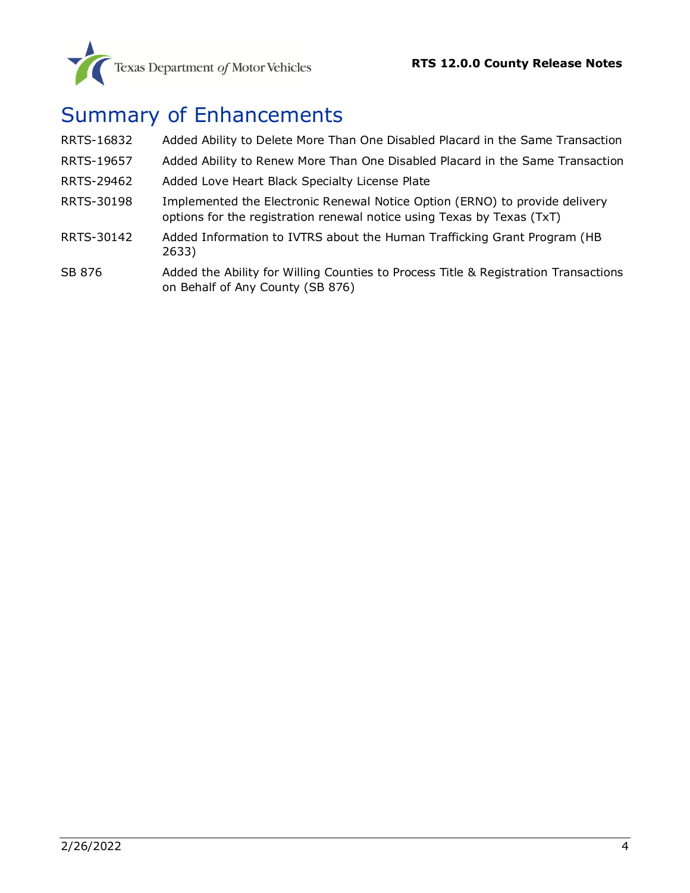# Summary of Enhancements

| | |
|---|---|
| RRTS-16832 | Added Ability to Delete More Than One Disabled Placard in the Same Transaction |
| RRTS-19657 | Added Ability to Renew More Than One Disabled Placard in the Same Transaction |
| RRTS-29462 | Added Love Heart Black Specialty License Plate |
| RRTS-30198 | Implemented the Electronic Renewal Notice Option (ERNO) to provide delivery options for the registration renewal notice using Texas by Texas (TxT) |
| RRTS-30142 | Added Information to IVTRS about the Human Trafficking Grant Program (HB 2633) |
| SB 876 | Added the Ability for Willing Counties to Process Title & Registration Transactions on Behalf of Any County (SB 876) |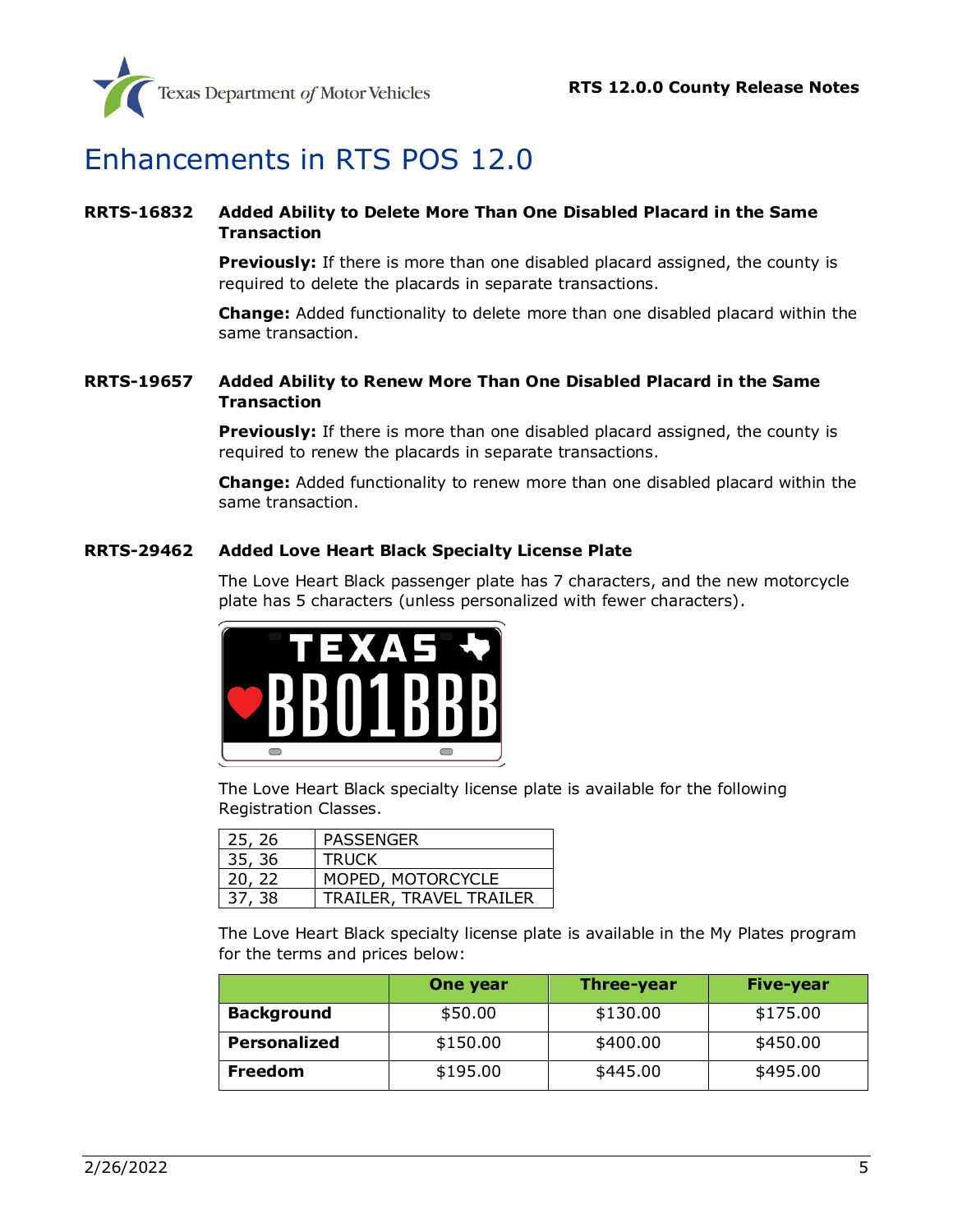# Enhancements in RTS POS 12.0

**RRTS-16832 Added Ability to Delete More Than One Disabled Placard in the Same Transaction**

**Previously:** If there is more than one disabled placard assigned, the county is required to delete the placards in separate transactions.

**Change:** Added functionality to delete more than one disabled placard within the same transaction.

**RRTS-19657 Added Ability to Renew More Than One Disabled Placard in the Same Transaction**

**Previously:** If there is more than one disabled placard assigned, the county is required to renew the placards in separate transactions.

**Change:** Added functionality to renew more than one disabled placard within the same transaction.

**RRTS-29462 Added Love Heart Black Specialty License Plate**

The Love Heart Black passenger plate has 7 characters, and the new motorcycle plate has 5 characters (unless personalized with fewer characters).

The Love Heart Black specialty license plate is available for the following Registration Classes.

| | |
|---|---|
| 25, 26 | PASSENGER |
| 35, 36 | TRUCK |
| 20, 22 | MOPED, MOTORCYCLE |
| 37, 38 | TRAILER, TRAVEL TRAILER |

The Love Heart Black specialty license plate is available in the My Plates program for the terms and prices below:

| | One year | Three-year | Five-year |
|---|---|---|---|
| **Background** | $50.00 | $130.00 | $175.00 |
| **Personalized** | $150.00 | $400.00 | $450.00 |
| **Freedom** | $195.00 | $445.00 | $495.00 |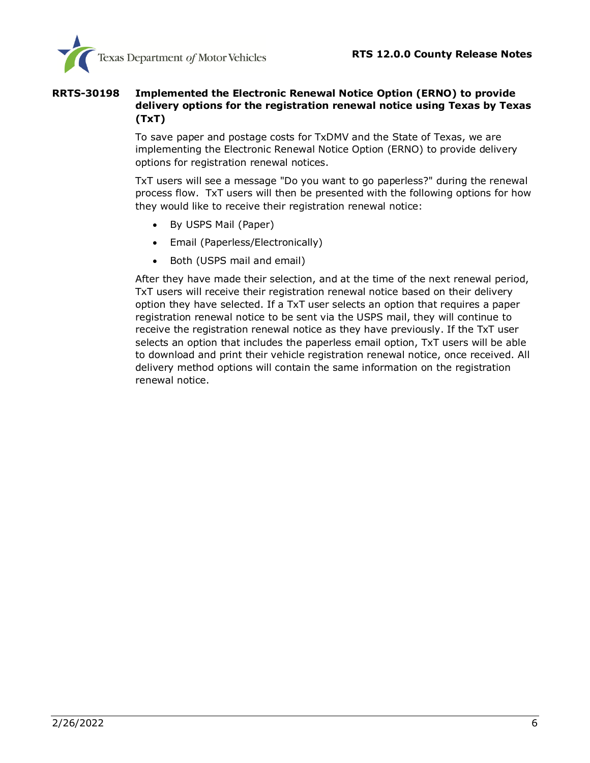**RRTS-30198** **Implemented the Electronic Renewal Notice Option (ERNO) to provide delivery options for the registration renewal notice using Texas by Texas (TxT)**

To save paper and postage costs for TxDMV and the State of Texas, we are implementing the Electronic Renewal Notice Option (ERNO) to provide delivery options for registration renewal notices.

TxT users will see a message "Do you want to go paperless?" during the renewal process flow. TxT users will then be presented with the following options for how they would like to receive their registration renewal notice:

- By USPS Mail (Paper)
- Email (Paperless/Electronically)
- Both (USPS mail and email)

After they have made their selection, and at the time of the next renewal period, TxT users will receive their registration renewal notice based on their delivery option they have selected. If a TxT user selects an option that requires a paper registration renewal notice to be sent via the USPS mail, they will continue to receive the registration renewal notice as they have previously. If the TxT user selects an option that includes the paperless email option, TxT users will be able to download and print their vehicle registration renewal notice, once received. All delivery method options will contain the same information on the registration renewal notice.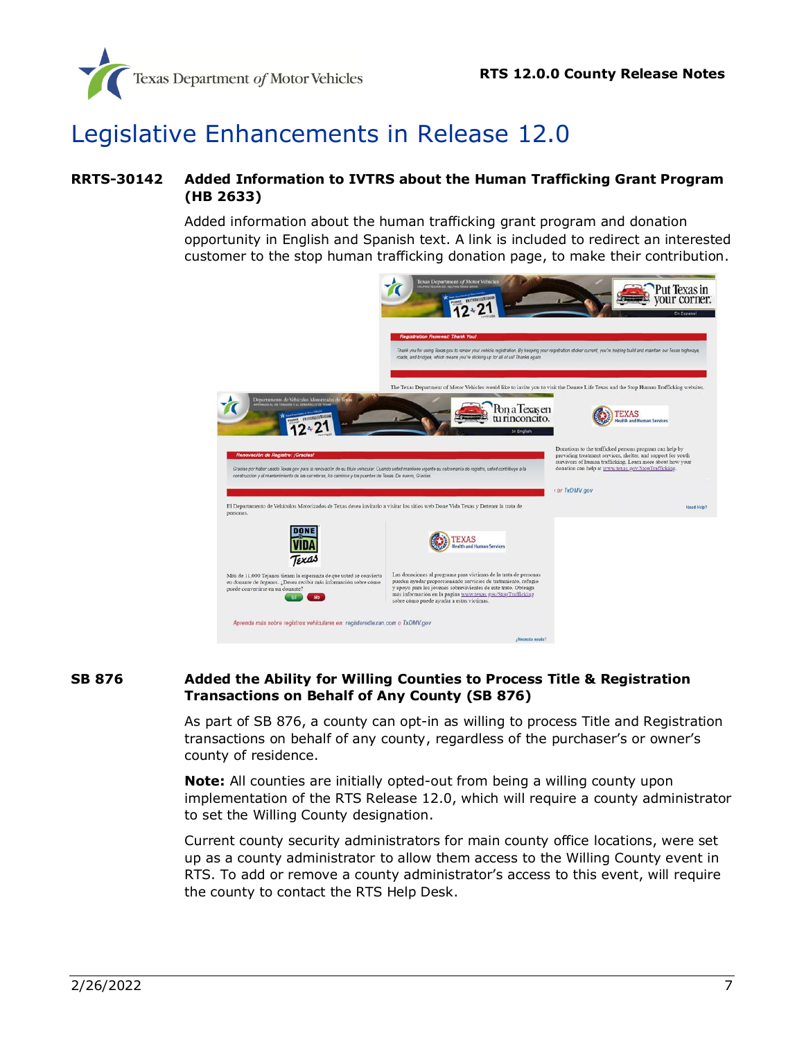# Legislative Enhancements in Release 12.0

**RRTS-30142 Added Information to IVTRS about the Human Trafficking Grant Program (HB 2633)**

Added information about the human trafficking grant program and donation opportunity in English and Spanish text. A link is included to redirect an interested customer to the stop human trafficking donation page, to make their contribution.

**SB 876 Added the Ability for Willing Counties to Process Title & Registration Transactions on Behalf of Any County (SB 876)**

As part of SB 876, a county can opt-in as willing to process Title and Registration transactions on behalf of any county, regardless of the purchaser's or owner's county of residence.

**Note:** All counties are initially opted-out from being a willing county upon implementation of the RTS Release 12.0, which will require a county administrator to set the Willing County designation.

Current county security administrators for main county office locations, were set up as a county administrator to allow them access to the Willing County event in RTS. To add or remove a county administrator's access to this event, will require the county to contact the RTS Help Desk.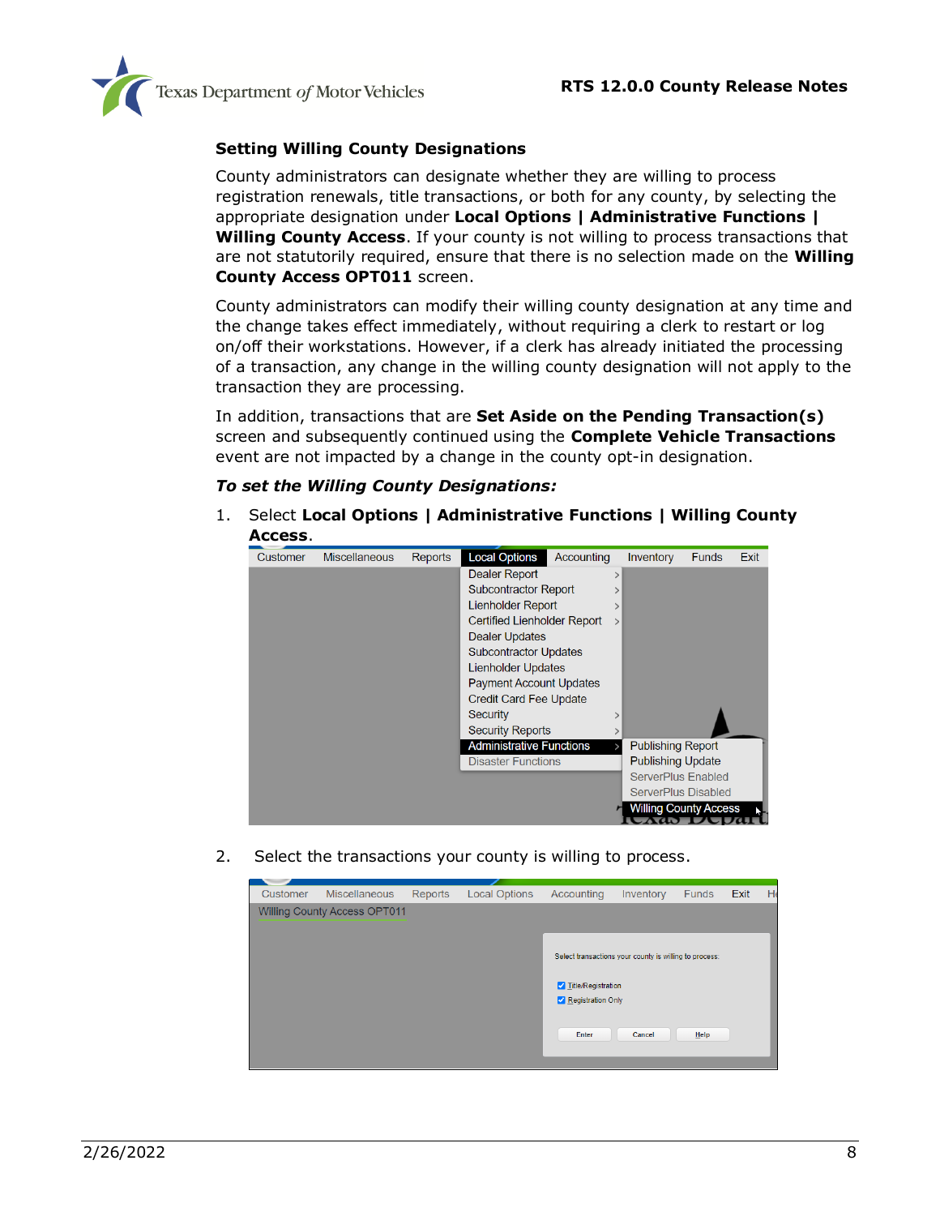### Setting Willing County Designations

County administrators can designate whether they are willing to process registration renewals, title transactions, or both for any county, by selecting the appropriate designation under **Local Options | Administrative Functions | Willing County Access**. If your county is not willing to process transactions that are not statutorily required, ensure that there is no selection made on the **Willing County Access OPT011** screen.

County administrators can modify their willing county designation at any time and the change takes effect immediately, without requiring a clerk to restart or log on/off their workstations. However, if a clerk has already initiated the processing of a transaction, any change in the willing county designation will not apply to the transaction they are processing.

In addition, transactions that are **Set Aside on the Pending Transaction(s)** screen and subsequently continued using the **Complete Vehicle Transactions** event are not impacted by a change in the county opt-in designation.

***To set the Willing County Designations:***

1. Select **Local Options | Administrative Functions | Willing County Access**.

2. Select the transactions your county is willing to process.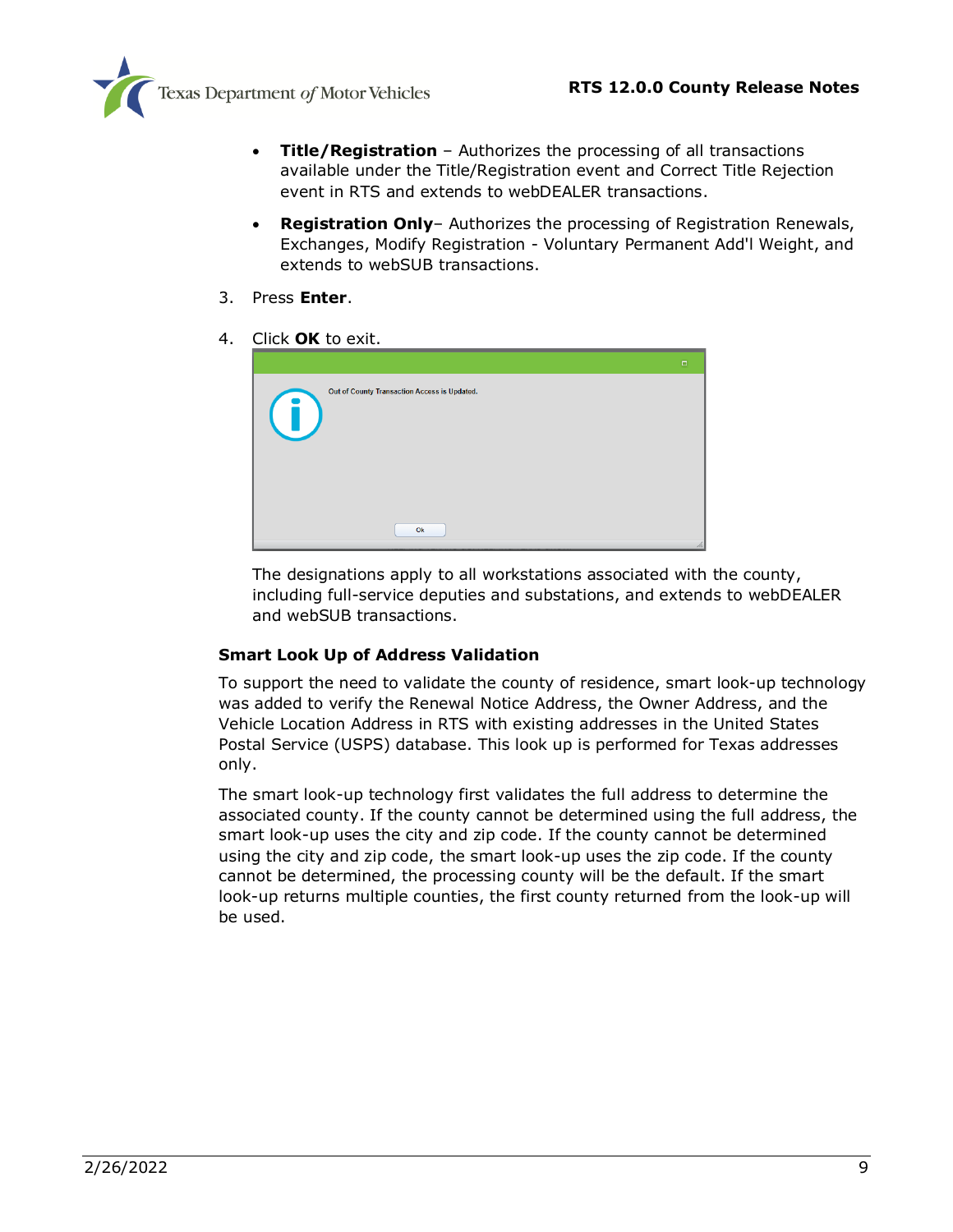- **Title/Registration** – Authorizes the processing of all transactions available under the Title/Registration event and Correct Title Rejection event in RTS and extends to webDEALER transactions.
- **Registration Only**– Authorizes the processing of Registration Renewals, Exchanges, Modify Registration - Voluntary Permanent Add'l Weight, and extends to webSUB transactions.

3. Press **Enter**.
4. Click **OK** to exit.

Out of County Transaction Access is Updated.

Ok

The designations apply to all workstations associated with the county, including full-service deputies and substations, and extends to webDEALER and webSUB transactions.

### Smart Look Up of Address Validation

To support the need to validate the county of residence, smart look-up technology was added to verify the Renewal Notice Address, the Owner Address, and the Vehicle Location Address in RTS with existing addresses in the United States Postal Service (USPS) database. This look up is performed for Texas addresses only.

The smart look-up technology first validates the full address to determine the associated county. If the county cannot be determined using the full address, the smart look-up uses the city and zip code. If the county cannot be determined using the city and zip code, the smart look-up uses the zip code. If the county cannot be determined, the processing county will be the default. If the smart look-up returns multiple counties, the first county returned from the look-up will be used.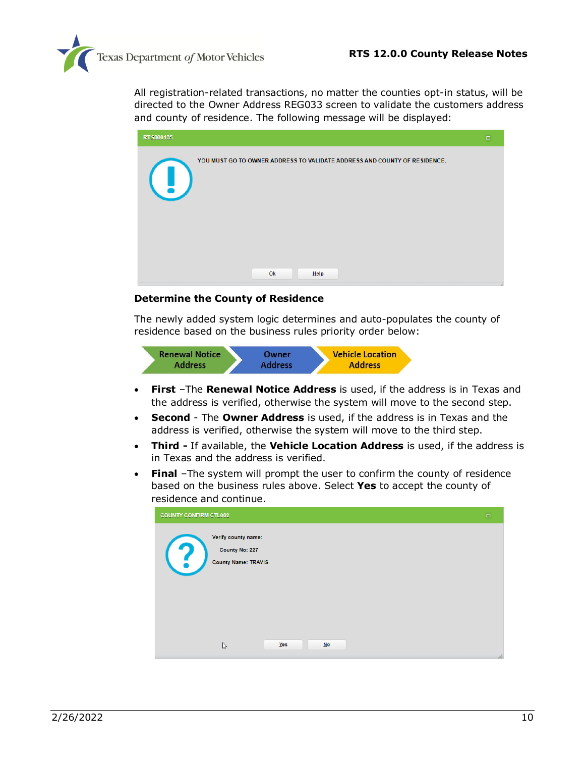All registration-related transactions, no matter the counties opt-in status, will be directed to the Owner Address REG033 screen to validate the customers address and county of residence. The following message will be displayed:

RTS000185

YOU MUST GO TO OWNER ADDRESS TO VALIDATE ADDRESS AND COUNTY OF RESIDENCE.

Ok | Help

### Determine the County of Residence

The newly added system logic determines and auto-populates the county of residence based on the business rules priority order below:

Renewal Notice Address → Owner Address → Vehicle Location Address

- **First** –The **Renewal Notice Address** is used, if the address is in Texas and the address is verified, otherwise the system will move to the second step.
- **Second** - The **Owner Address** is used, if the address is in Texas and the address is verified, otherwise the system will move to the third step.
- **Third -** If available, the **Vehicle Location Address** is used, if the address is in Texas and the address is verified.
- **Final** –The system will prompt the user to confirm the county of residence based on the business rules above. Select **Yes** to accept the county of residence and continue.

COUNTY CONFIRM CTL002

Verify county name:

County No: 227

County Name: TRAVIS

Yes | No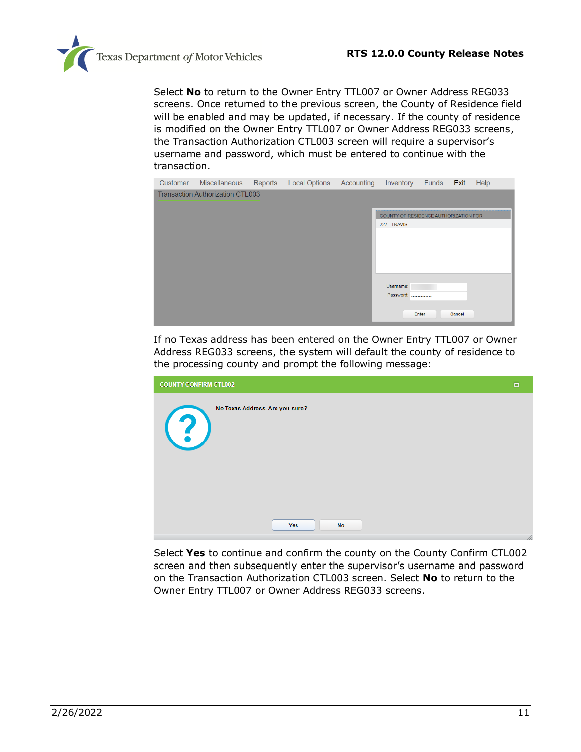Select **No** to return to the Owner Entry TTL007 or Owner Address REG033 screens. Once returned to the previous screen, the County of Residence field will be enabled and may be updated, if necessary. If the county of residence is modified on the Owner Entry TTL007 or Owner Address REG033 screens, the Transaction Authorization CTL003 screen will require a supervisor's username and password, which must be entered to continue with the transaction.

If no Texas address has been entered on the Owner Entry TTL007 or Owner Address REG033 screens, the system will default the county of residence to the processing county and prompt the following message:

Select **Yes** to continue and confirm the county on the County Confirm CTL002 screen and then subsequently enter the supervisor's username and password on the Transaction Authorization CTL003 screen. Select **No** to return to the Owner Entry TTL007 or Owner Address REG033 screens.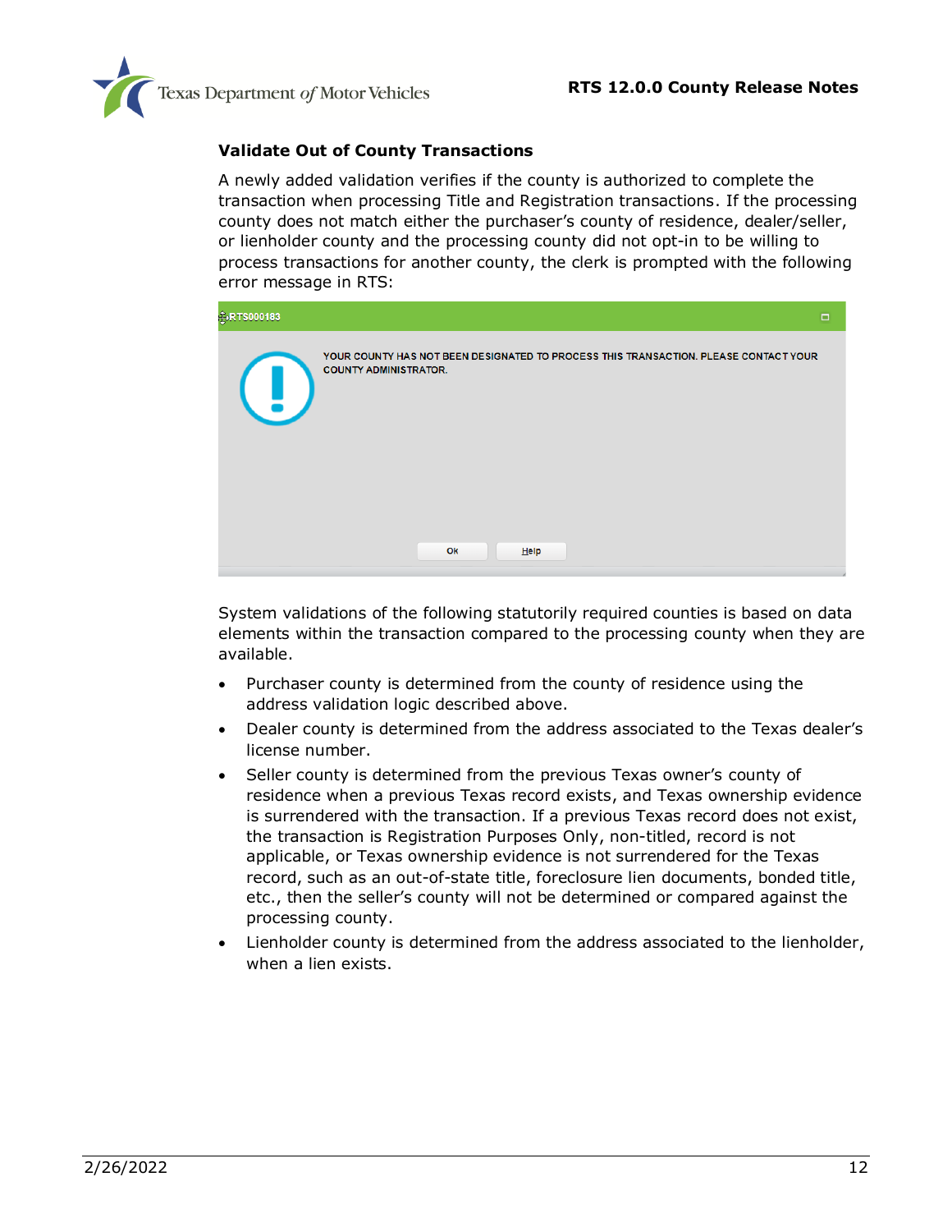### Validate Out of County Transactions

A newly added validation verifies if the county is authorized to complete the transaction when processing Title and Registration transactions. If the processing county does not match either the purchaser's county of residence, dealer/seller, or lienholder county and the processing county did not opt-in to be willing to process transactions for another county, the clerk is prompted with the following error message in RTS:

System validations of the following statutorily required counties is based on data elements within the transaction compared to the processing county when they are available.

- Purchaser county is determined from the county of residence using the address validation logic described above.
- Dealer county is determined from the address associated to the Texas dealer's license number.
- Seller county is determined from the previous Texas owner's county of residence when a previous Texas record exists, and Texas ownership evidence is surrendered with the transaction. If a previous Texas record does not exist, the transaction is Registration Purposes Only, non-titled, record is not applicable, or Texas ownership evidence is not surrendered for the Texas record, such as an out-of-state title, foreclosure lien documents, bonded title, etc., then the seller's county will not be determined or compared against the processing county.
- Lienholder county is determined from the address associated to the lienholder, when a lien exists.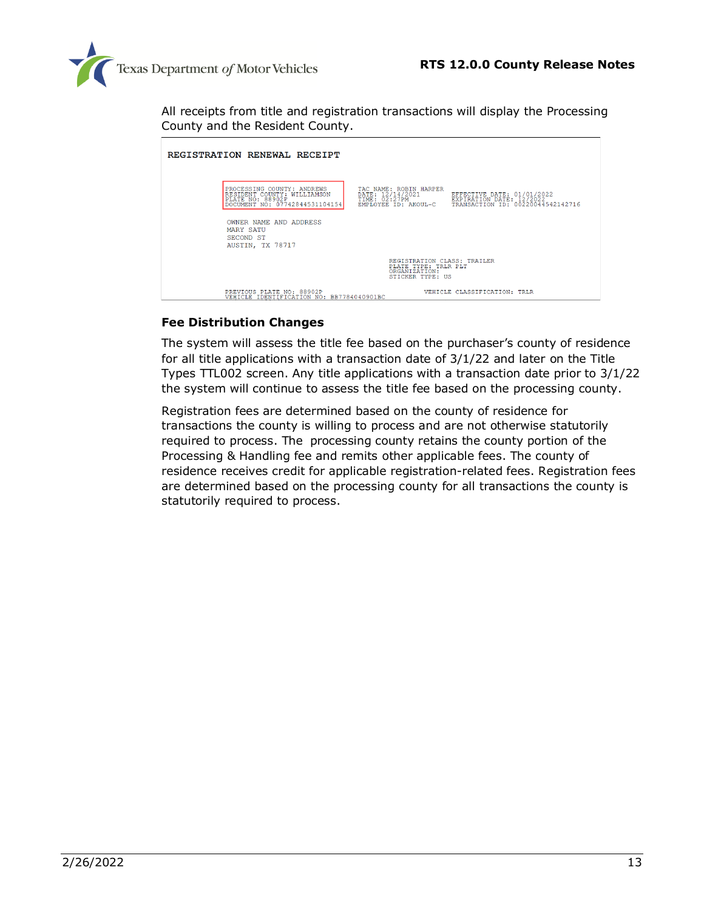All receipts from title and registration transactions will display the Processing County and the Resident County.

```
REGISTRATION RENEWAL RECEIPT

PROCESSING COUNTY: ANDREWS          TAC NAME: ROBIN HARPER
RESIDENT COUNTY: WILLIAMSON         DATE: 12/14/2021         EFFECTIVE DATE: 01/01/2022
PLATE NO: 88902P                    TIME: 02:27PM            EXPIRATION DATE: 12/2022
DOCUMENT NO: 07742844531104154      EMPLOYEE ID: AKOUL-C     TRANSACTION ID: 00220044542142716

OWNER NAME AND ADDRESS
MARY SATU
SECOND ST
AUSTIN, TX 78717

                                    REGISTRATION CLASS: TRAILER
                                    PLATE TYPE: TRLR PLT
                                    ORGANIZATION:
                                    STICKER TYPE: US

PREVIOUS PLATE NO: 88902P                          VEHICLE CLASSIFICATION: TRLR
VEHICLE IDENTIFICATION NO: BB7784040901BC
```

### Fee Distribution Changes

The system will assess the title fee based on the purchaser's county of residence for all title applications with a transaction date of 3/1/22 and later on the Title Types TTL002 screen. Any title applications with a transaction date prior to 3/1/22 the system will continue to assess the title fee based on the processing county.

Registration fees are determined based on the county of residence for transactions the county is willing to process and are not otherwise statutorily required to process. The processing county retains the county portion of the Processing & Handling fee and remits other applicable fees. The county of residence receives credit for applicable registration-related fees. Registration fees are determined based on the processing county for all transactions the county is statutorily required to process.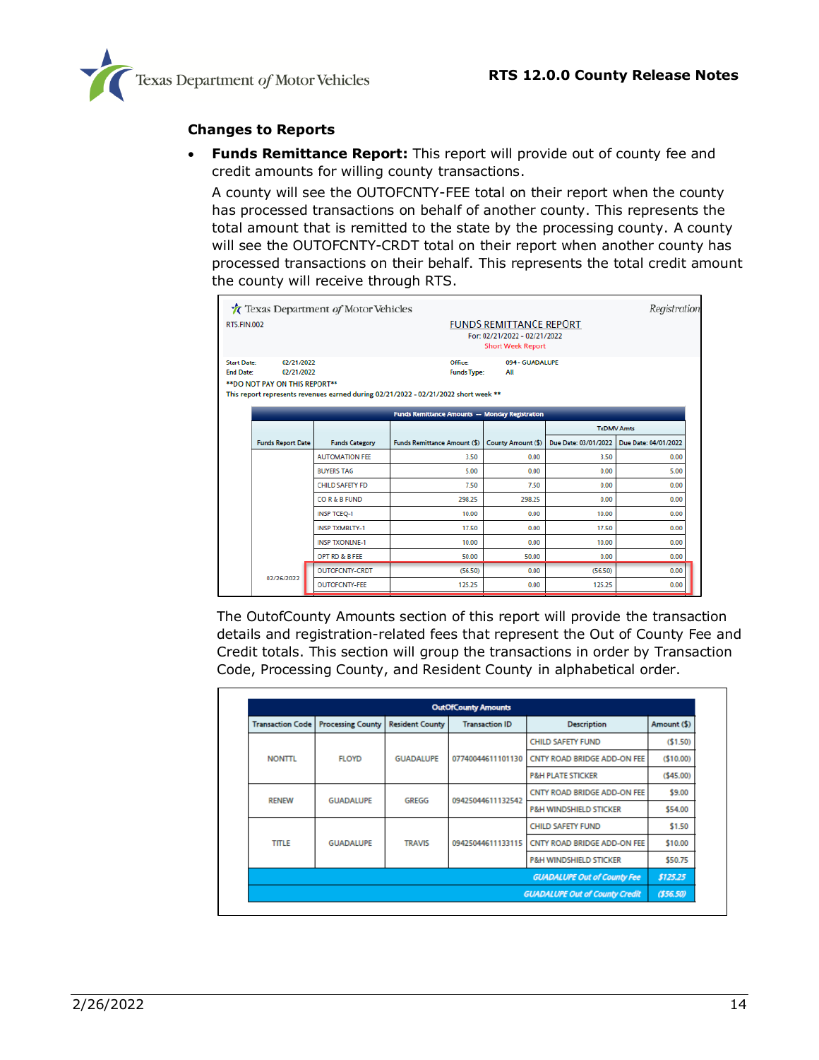## Changes to Reports

- **Funds Remittance Report:** This report will provide out of county fee and credit amounts for willing county transactions.

  A county will see the OUTOFCNTY-FEE total on their report when the county has processed transactions on behalf of another county. This represents the total amount that is remitted to the state by the processing county. A county will see the OUTOFCNTY-CRDT total on their report when another county has processed transactions on their behalf. This represents the total credit amount the county will receive through RTS.

Texas Department of Motor Vehicles — Registration

RTS.FIN.002

**FUNDS REMITTANCE REPORT**
For: 02/21/2022 - 02/21/2022
Short Week Report

Start Date: 02/21/2022
End Date: 02/21/2022
Office: 094 - GUADALUPE
Funds Type: All

**DO NOT PAY ON THIS REPORT**
This report represents revenues earned during 02/21/2022 - 02/21/2022 short week **

| Funds Remittance Amounts — Monday Registration | | | | | |
|---|---|---|---|---|---|
| | | | | TxDMV Amts | |
| Funds Report Date | Funds Category | Funds Remittance Amount ($) | County Amount ($) | Due Date: 03/01/2022 | Due Date: 04/01/2022 |
| | AUTOMATION FEE | 3.50 | 0.00 | 3.50 | 0.00 |
| | BUYERS TAG | 5.00 | 0.00 | 0.00 | 5.00 |
| | CHILD SAFETY FD | 7.50 | 7.50 | 0.00 | 0.00 |
| | CO R & B FUND | 298.25 | 298.25 | 0.00 | 0.00 |
| | INSP TCEQ-I | 10.00 | 0.00 | 10.00 | 0.00 |
| | INSP TXMBLTY-1 | 17.50 | 0.00 | 17.50 | 0.00 |
| | INSP TXONLNE-1 | 10.00 | 0.00 | 10.00 | 0.00 |
| | OPT RD & B FEE | 50.00 | 50.00 | 0.00 | 0.00 |
| 02/26/2022 | OUTOFCNTY-CRDT | (56.50) | 0.00 | (56.50) | 0.00 |
| | OUTOFCNTY-FEE | 125.25 | 0.00 | 125.25 | 0.00 |

The OutofCounty Amounts section of this report will provide the transaction details and registration-related fees that represent the Out of County Fee and Credit totals. This section will group the transactions in order by Transaction Code, Processing County, and Resident County in alphabetical order.

| OutOfCounty Amounts | | | | | |
|---|---|---|---|---|---|
| Transaction Code | Processing County | Resident County | Transaction ID | Description | Amount ($) |
| NONTTL | FLOYD | GUADALUPE | 07740044611101130 | CHILD SAFETY FUND | ($1.50) |
| | | | | CNTY ROAD BRIDGE ADD-ON FEE | ($10.00) |
| | | | | P&H PLATE STICKER | ($45.00) |
| RENEW | GUADALUPE | GREGG | 09425044611132542 | CNTY ROAD BRIDGE ADD-ON FEE | $9.00 |
| | | | | P&H WINDSHIELD STICKER | $54.00 |
| TITLE | GUADALUPE | TRAVIS | 09425044611133115 | CHILD SAFETY FUND | $1.50 |
| | | | | CNTY ROAD BRIDGE ADD-ON FEE | $10.00 |
| | | | | P&H WINDSHIELD STICKER | $50.75 |
| | | | | *GUADALUPE Out of County Fee* | *$125.25* |
| | | | | *GUADALUPE Out of County Credit* | *($56.50)* |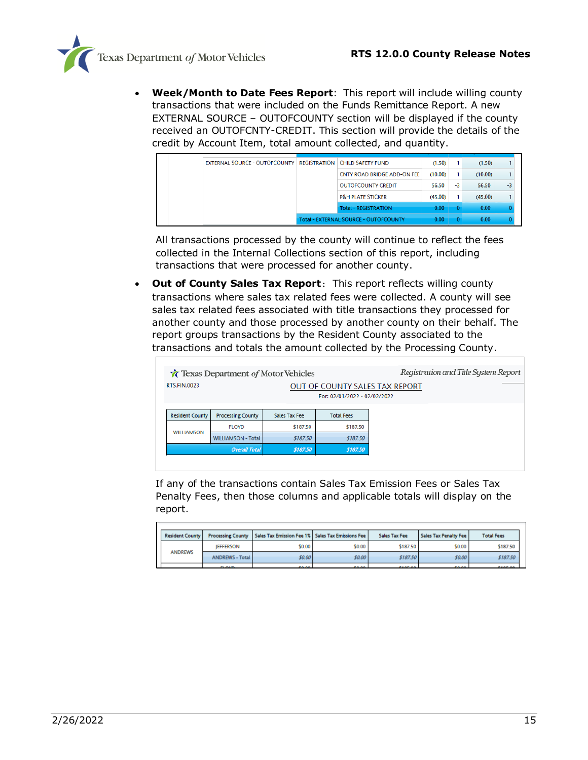- **Week/Month to Date Fees Report**: This report will include willing county transactions that were included on the Funds Remittance Report. A new EXTERNAL SOURCE – OUTOFCOUNTY section will be displayed if the county received an OUTOFCNTY-CREDIT. This section will provide the details of the credit by Account Item, total amount collected, and quantity.

| | | | | | | | |
|---|---|---|---|---|---|---|---|
| EXTERNAL SOURCE - OUTOFCOUNTY | REGISTRATION | CHILD SAFETY FUND | (1.50) | 1 | (1.50) | 1 |
| | | CNTY ROAD BRIDGE ADD-ON FEE | (10.00) | 1 | (10.00) | 1 |
| | | OUTOFCOUNTY CREDIT | 56.50 | -3 | 56.50 | -3 |
| | | P&H PLATE STICKER | (45.00) | 1 | (45.00) | 1 |
| | | Total - REGISTRATION | 0.00 | 0 | 0.00 | 0 |
| | Total - EXTERNAL SOURCE - OUTOFCOUNTY | | 0.00 | 0 | 0.00 | 0 |

  All transactions processed by the county will continue to reflect the fees collected in the Internal Collections section of this report, including transactions that were processed for another county.

- **Out of County Sales Tax Report**: This report reflects willing county transactions where sales tax related fees were collected. A county will see sales tax related fees associated with title transactions they processed for another county and those processed by another county on their behalf. The report groups transactions by the Resident County associated to the transactions and totals the amount collected by the Processing County.

  Texas Department of Motor Vehicles — *Registration and Title System Report*

  RTS.FIN.0023

  OUT OF COUNTY SALES TAX REPORT

  For: 02/01/2022 - 02/02/2022

| Resident County | Processing County | Sales Tax Fee | Total Fees |
|---|---|---|---|
| WILLIAMSON | FLOYD | $187.50 | $187.50 |
| | WILLIAMSON - Total | *$187.50* | *$187.50* |
| | *Overall Total* | *$187.50* | *$187.50* |

  If any of the transactions contain Sales Tax Emission Fees or Sales Tax Penalty Fees, then those columns and applicable totals will display on the report.

| Resident County | Processing County | Sales Tax Emission Fee 1% | Sales Tax Emissions Fee | Sales Tax Fee | Sales Tax Penalty Fee | Total Fees |
|---|---|---|---|---|---|---|
| ANDREWS | JEFFERSON | $0.00 | $0.00 | $187.50 | $0.00 | $187.50 |
| | ANDREWS - Total | *$0.00* | *$0.00* | *$187.50* | *$0.00* | *$187.50* |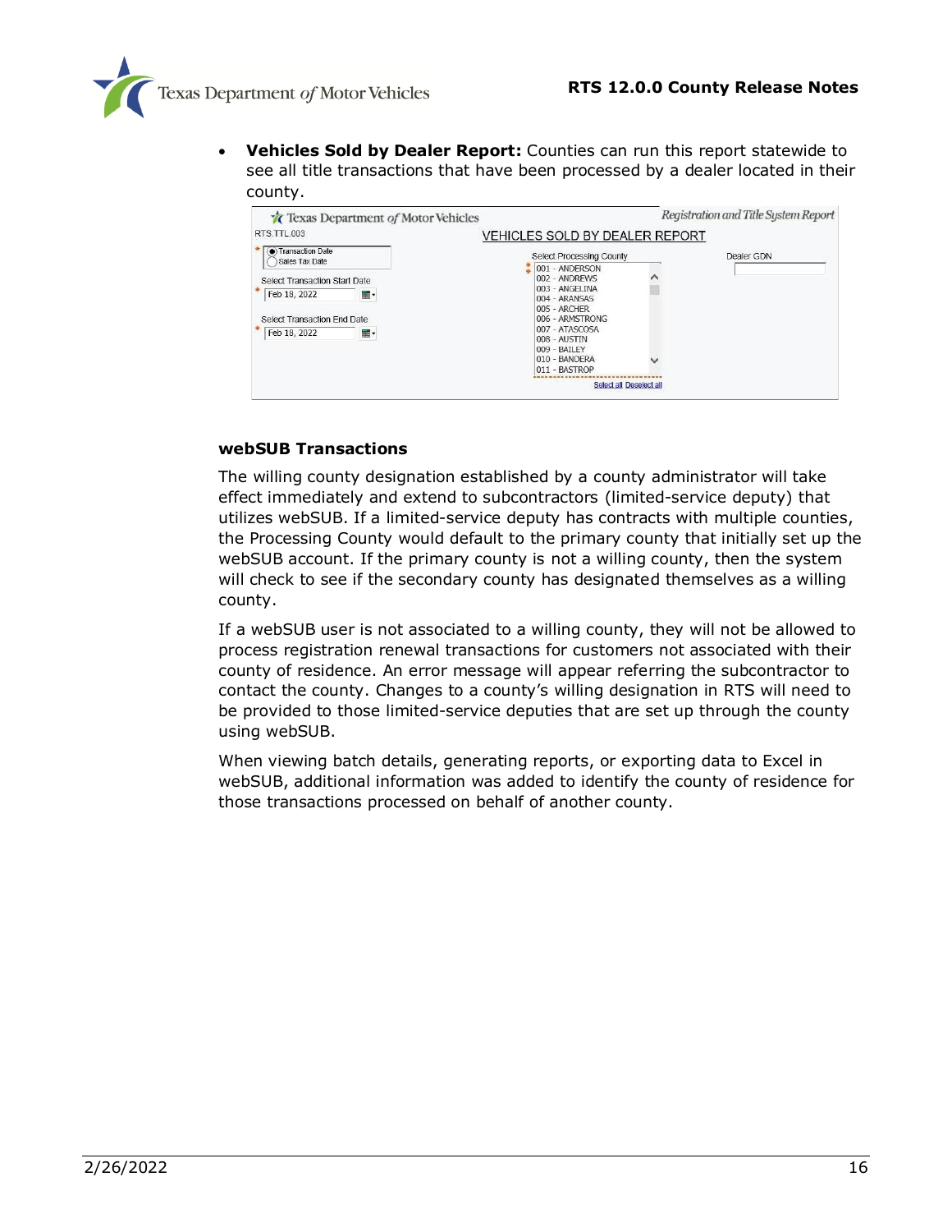- **Vehicles Sold by Dealer Report:** Counties can run this report statewide to see all title transactions that have been processed by a dealer located in their county.

**webSUB Transactions**

The willing county designation established by a county administrator will take effect immediately and extend to subcontractors (limited-service deputy) that utilizes webSUB. If a limited-service deputy has contracts with multiple counties, the Processing County would default to the primary county that initially set up the webSUB account. If the primary county is not a willing county, then the system will check to see if the secondary county has designated themselves as a willing county.

If a webSUB user is not associated to a willing county, they will not be allowed to process registration renewal transactions for customers not associated with their county of residence. An error message will appear referring the subcontractor to contact the county. Changes to a county's willing designation in RTS will need to be provided to those limited-service deputies that are set up through the county using webSUB.

When viewing batch details, generating reports, or exporting data to Excel in webSUB, additional information was added to identify the county of residence for those transactions processed on behalf of another county.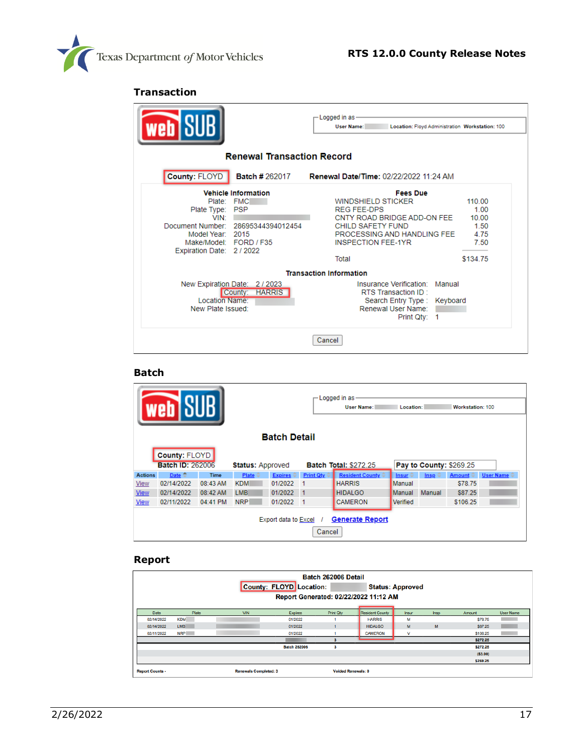## Transaction

webSUB

Logged in as
User Name: Location: Floyd Administration Workstation: 100

**Renewal Transaction Record**

**County:** FLOYD **Batch #** 262017 **Renewal Date/Time:** 02/22/2022 11:24 AM

**Vehicle Information**

Plate: FMC
Plate Type: PSP
VIN:
Document Number: 28695344394012454
Model Year: 2015
Make/Model: FORD / F35
Expiration Date: 2 / 2022

**Fees Due**

| | |
|---|---|
| WINDSHIELD STICKER | 110.00 |
| REG FEE-DPS | 1.00 |
| CNTY ROAD BRIDGE ADD-ON FEE | 10.00 |
| CHILD SAFETY FUND | 1.50 |
| PROCESSING AND HANDLING FEE | 4.75 |
| INSPECTION FEE-1YR | 7.50 |
| Total | $134.75 |

**Transaction Information**

New Expiration Date: 2 / 2023
County: HARRIS
Location Name:
New Plate Issued:

Insurance Verification: Manual
RTS Transaction ID :
Search Entry Type : Keyboard
Renewal User Name:
Print Qty: 1

Cancel

## Batch

webSUB

Logged in as
User Name: Location: Workstation: 100

**Batch Detail**

**County:** FLOYD
**Batch ID:** 262006 **Status:** Approved **Batch Total:** $272.25 **Pay to County:** $269.25

| Actions | Date | Time | Plate | Expires | Print Qty | Resident County | Insur | Insp | Amount | User Name |
|---|---|---|---|---|---|---|---|---|---|---|
| View | 02/14/2022 | 08:43 AM | KDM | 01/2022 | 1 | HARRIS | Manual | | $78.75 | |
| View | 02/14/2022 | 08:42 AM | LMB | 01/2022 | 1 | HIDALGO | Manual | Manual | $87.25 | |
| View | 02/11/2022 | 04:41 PM | NRP | 01/2022 | 1 | CAMERON | Verified | | $106.25 | |

Export data to Excel / Generate Report

Cancel

## Report

**Batch 262006 Detail**

**County:** FLOYD Location: **Status:** Approved

**Report Generated: 02/22/2022 11:12 AM**

| Date | Plate | VIN | Expires | Print Qty | Resident County | Insur | Insp | Amount | User Name |
|---|---|---|---|---|---|---|---|---|---|
| 02/14/2022 | KDM | | 01/2022 | 1 | HARRIS | M | | $78.75 | |
| 02/14/2022 | LMB | | 01/2022 | 1 | HIDALGO | M | M | $87.25 | |
| 02/11/2022 | NRP | | 01/2022 | 1 | CAMERON | V | | $106.25 | |
| | | | | 3 | | | | $272.25 | |
| | | | Batch 262006 | 3 | | | | $272.25 | |
| | | | | | | | | ($3.00) | |
| | | | | | | | | $269.25 | |

Report Counts - Renewals Completed: 3 Voided Renewals: 0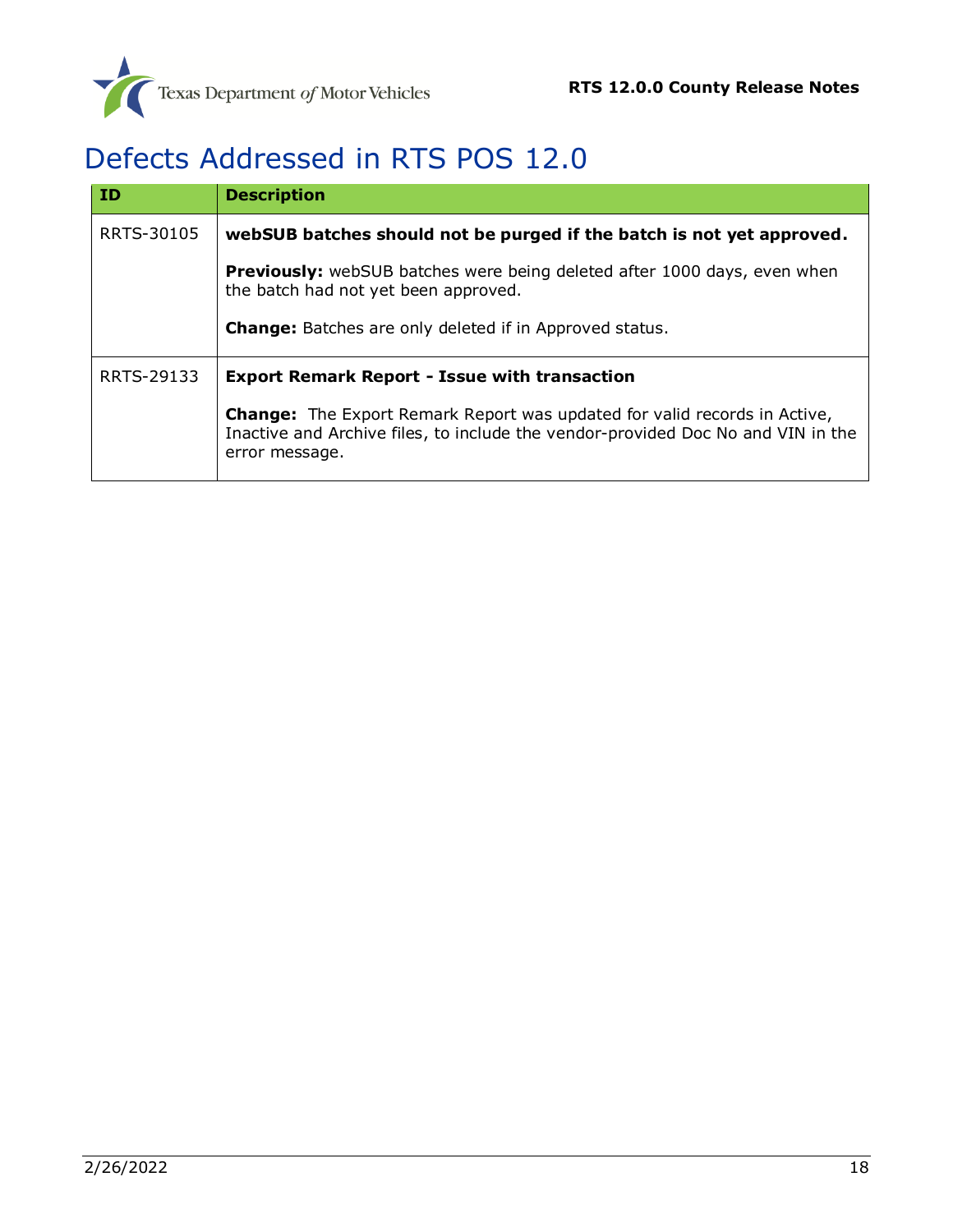# Defects Addressed in RTS POS 12.0

| ID | Description |
| --- | --- |
| RRTS-30105 | **webSUB batches should not be purged if the batch is not yet approved.**<br><br>**Previously:** webSUB batches were being deleted after 1000 days, even when the batch had not yet been approved.<br><br>**Change:** Batches are only deleted if in Approved status. |
| RRTS-29133 | **Export Remark Report - Issue with transaction**<br><br>**Change:** The Export Remark Report was updated for valid records in Active, Inactive and Archive files, to include the vendor-provided Doc No and VIN in the error message. |